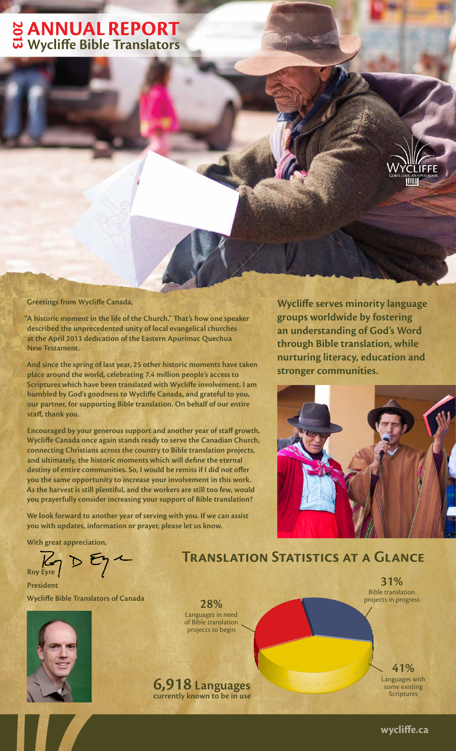# 2013 ANNUAL REPORT
## Wycliffe Bible Translators

Greetings from Wycliffe Canada,

"A historic moment in the life of the Church." That's how one speaker described the unprecedented unity of local evangelical churches at the April 2013 dedication of the Eastern Apurímac Quechua New Testament.

And since the spring of last year, 25 other historic moments have taken place around the world, celebrating 7.4 million people's access to Scriptures which have been translated with Wycliffe involvement. I am humbled by God's goodness to Wycliffe Canada, and grateful to you, our partner, for supporting Bible translation. On behalf of our entire staff, thank you.

Encouraged by your generous support and another year of staff growth, Wycliffe Canada once again stands ready to serve the Canadian Church, connecting Christians across the country to Bible translation projects, and ultimately, the historic moments which will define the eternal destiny of entire communities. So, I would be remiss if I did not offer you the same opportunity to increase your involvement in this work. As the harvest is still plentiful, and the workers are still too few, would you prayerfully consider increasing your support of Bible translation?

We look forward to another year of serving with you. If we can assist you with updates, information or prayer, please let us know.

With great appreciation,

Roy Eyre

President

Wycliffe Bible Translators of Canada

**Wycliffe serves minority language groups worldwide by fostering an understanding of God's Word through Bible translation, while nurturing literacy, education and stronger communities.**

## Translation Statistics at a Glance

**6,918 Languages** currently known to be in use

- **31%** Bible translation projects in progress
- **28%** Languages in need of Bible translation projects to begin
- **41%** Languages with some existing Scriptures

wycliffe.ca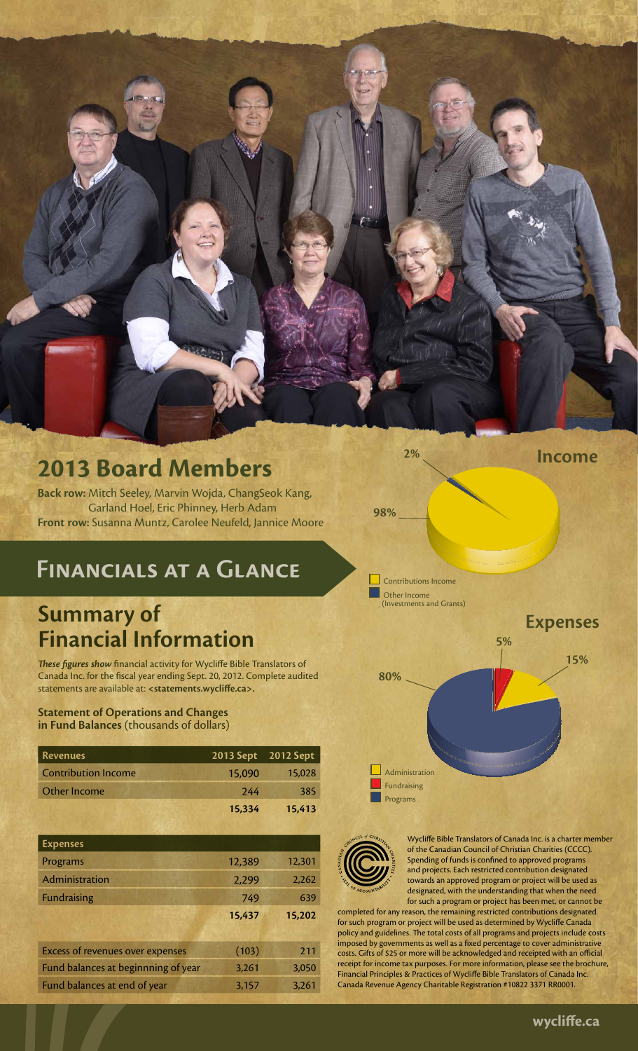# 2013 Board Members

**Back row:** Mitch Seeley, Marvin Wojda, ChangSeok Kang, Garland Hoel, Eric Phinney, Herb Adam
**Front row:** Susanna Muntz, Carolee Neufeld, Jannice Moore

# Financials at a Glance

## Summary of Financial Information

***These figures show*** financial activity for Wycliffe Bible Translators of Canada Inc. for the fiscal year ending Sept. 20, 2012. Complete audited statements are available at: **<statements.wycliffe.ca>.**

**Statement of Operations and Changes in Fund Balances** (thousands of dollars)

| Revenues | 2013 Sept | 2012 Sept |
|---|---|---|
| Contribution Income | 15,090 | 15,028 |
| Other Income | 244 | 385 |
| | **15,334** | **15,413** |

| Expenses | | |
|---|---|---|
| Programs | 12,389 | 12,301 |
| Administration | 2,299 | 2,262 |
| Fundraising | 749 | 639 |
| | **15,437** | **15,202** |

| | | |
|---|---|---|
| Excess of revenues over expenses | (103) | 211 |
| Fund balances at beginnning of year | 3,261 | 3,050 |
| Fund balances at end of year | 3,157 | 3,261 |

**Income**

2%

98%

Contributions Income
Other Income (Investments and Grants)

**Expenses**

5%

15%

80%

Administration
Fundraising
Programs

Wycliffe Bible Translators of Canada Inc. is a charter member of the Canadian Council of Christian Charities (CCCC). Spending of funds is confined to approved programs and projects. Each restricted contribution designated towards an approved program or project will be used as designated, with the understanding that when the need for such a program or project has been met, or cannot be completed for any reason, the remaining restricted contributions designated for such program or project will be used as determined by Wycliffe Canada policy and guidelines. The total costs of all programs and projects include costs imposed by governments as well as a fixed percentage to cover administrative costs. Gifts of $25 or more will be acknowledged and receipted with an official receipt for income tax purposes. For more information, please see the brochure, Financial Principles & Practices of Wycliffe Bible Translators of Canada Inc. Canada Revenue Agency Charitable Registration #10822 3371 RR0001.

wycliffe.ca